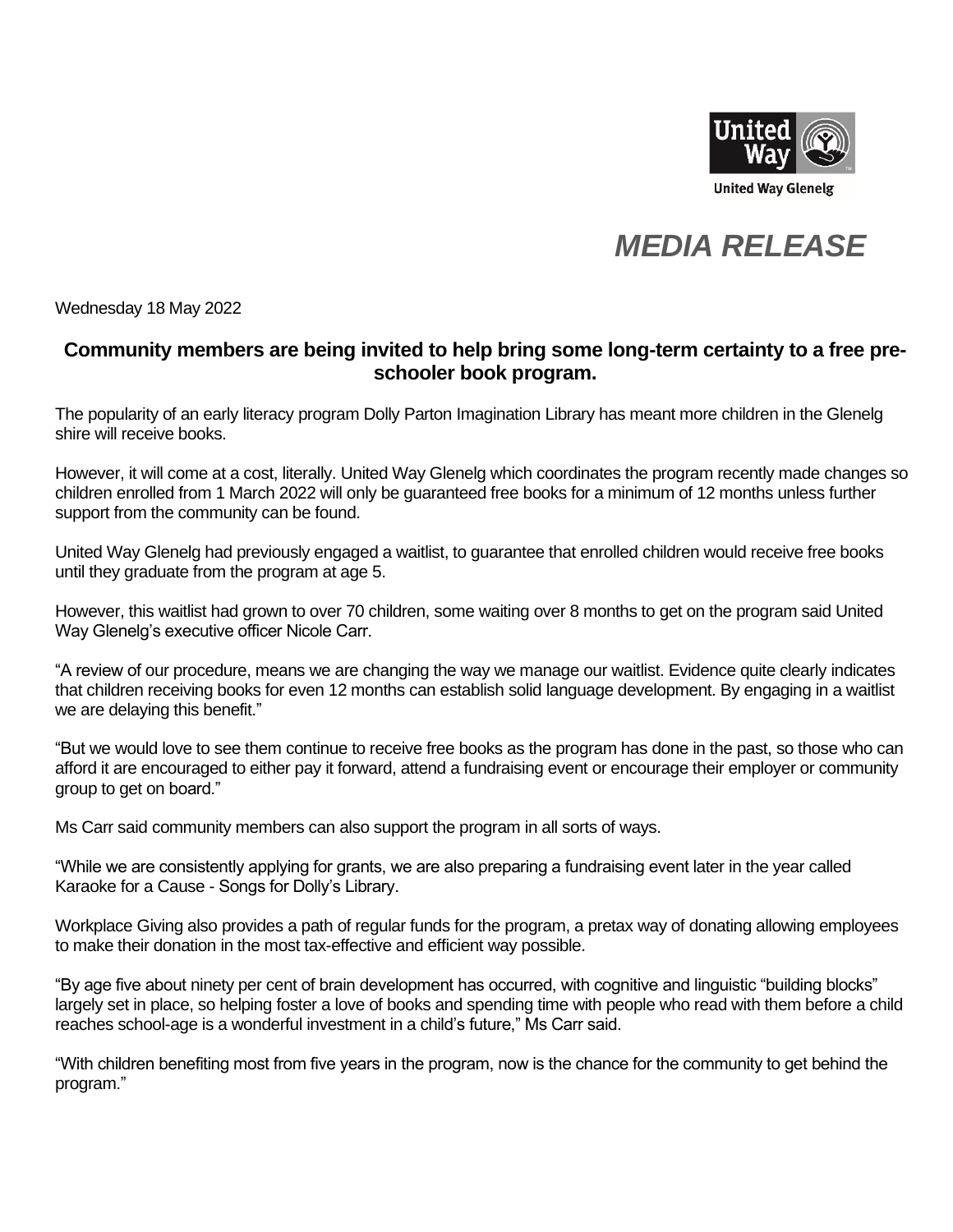United Way Glenelg

# *MEDIA RELEASE*

Wednesday 18 May 2022

## Community members are being invited to help bring some long-term certainty to a free pre-schooler book program.

The popularity of an early literacy program Dolly Parton Imagination Library has meant more children in the Glenelg shire will receive books.

However, it will come at a cost, literally. United Way Glenelg which coordinates the program recently made changes so children enrolled from 1 March 2022 will only be guaranteed free books for a minimum of 12 months unless further support from the community can be found.

United Way Glenelg had previously engaged a waitlist, to guarantee that enrolled children would receive free books until they graduate from the program at age 5.

However, this waitlist had grown to over 70 children, some waiting over 8 months to get on the program said United Way Glenelg's executive officer Nicole Carr.

"A review of our procedure, means we are changing the way we manage our waitlist. Evidence quite clearly indicates that children receiving books for even 12 months can establish solid language development. By engaging in a waitlist we are delaying this benefit."

"But we would love to see them continue to receive free books as the program has done in the past, so those who can afford it are encouraged to either pay it forward, attend a fundraising event or encourage their employer or community group to get on board."

Ms Carr said community members can also support the program in all sorts of ways.

"While we are consistently applying for grants, we are also preparing a fundraising event later in the year called Karaoke for a Cause - Songs for Dolly's Library.

Workplace Giving also provides a path of regular funds for the program, a pretax way of donating allowing employees to make their donation in the most tax-effective and efficient way possible.

"By age five about ninety per cent of brain development has occurred, with cognitive and linguistic "building blocks" largely set in place, so helping foster a love of books and spending time with people who read with them before a child reaches school-age is a wonderful investment in a child's future," Ms Carr said.

"With children benefiting most from five years in the program, now is the chance for the community to get behind the program."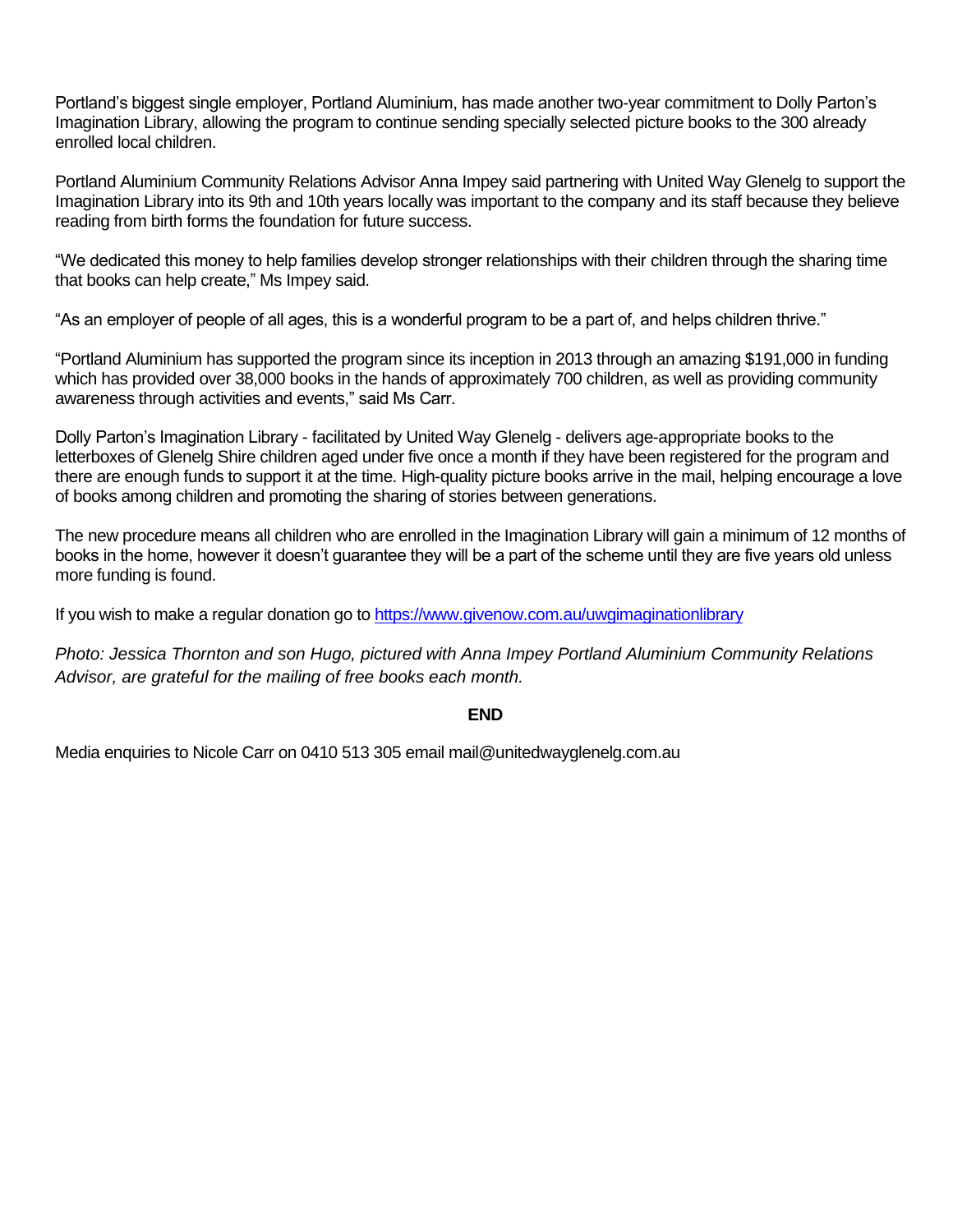Portland's biggest single employer, Portland Aluminium, has made another two-year commitment to Dolly Parton's Imagination Library, allowing the program to continue sending specially selected picture books to the 300 already enrolled local children.

Portland Aluminium Community Relations Advisor Anna Impey said partnering with United Way Glenelg to support the Imagination Library into its 9th and 10th years locally was important to the company and its staff because they believe reading from birth forms the foundation for future success.

"We dedicated this money to help families develop stronger relationships with their children through the sharing time that books can help create," Ms Impey said.

"As an employer of people of all ages, this is a wonderful program to be a part of, and helps children thrive."

"Portland Aluminium has supported the program since its inception in 2013 through an amazing $191,000 in funding which has provided over 38,000 books in the hands of approximately 700 children, as well as providing community awareness through activities and events," said Ms Carr.

Dolly Parton's Imagination Library - facilitated by United Way Glenelg - delivers age-appropriate books to the letterboxes of Glenelg Shire children aged under five once a month if they have been registered for the program and there are enough funds to support it at the time. High-quality picture books arrive in the mail, helping encourage a love of books among children and promoting the sharing of stories between generations.

The new procedure means all children who are enrolled in the Imagination Library will gain a minimum of 12 months of books in the home, however it doesn't guarantee they will be a part of the scheme until they are five years old unless more funding is found.

If you wish to make a regular donation go to [https://www.givenow.com.au/uwgimaginationlibrary](https://www.givenow.com.au/uwgimaginationlibrary)

*Photo: Jessica Thornton and son Hugo, pictured with Anna Impey Portland Aluminium Community Relations Advisor, are grateful for the mailing of free books each month.*

**END**

Media enquiries to Nicole Carr on 0410 513 305 email mail@unitedwayglenelg.com.au